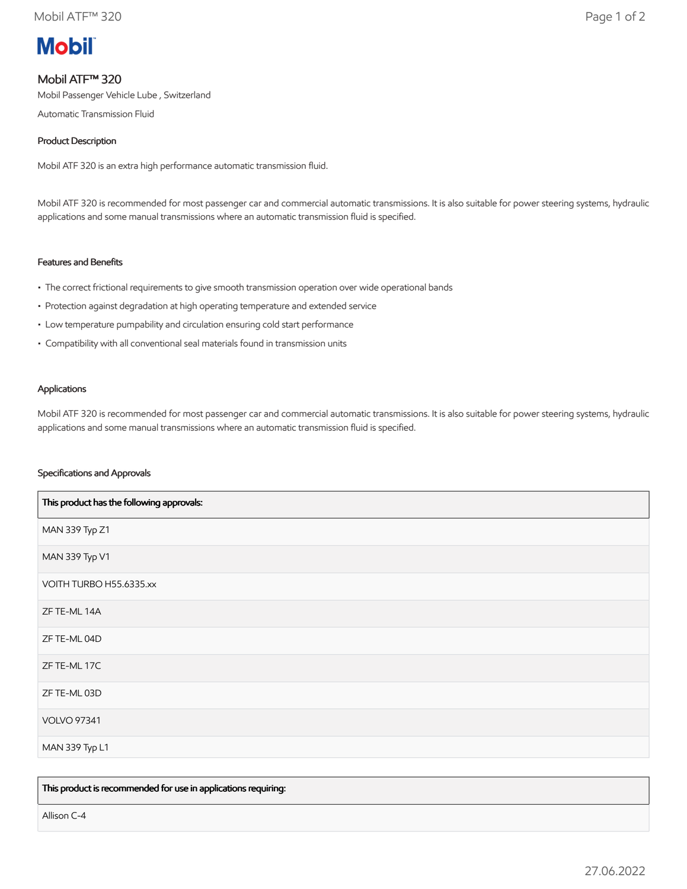# Mobil

## Mobil ATF™ 320

Mobil Passenger Vehicle Lube , Switzerland

Automatic Transmission Fluid

### Product Description

Mobil ATF 320 is an extra high performance automatic transmission fluid.

Mobil ATF 320 is recommended for most passenger car and commercial automatic transmissions. It is also suitable for power steering systems, hydraulic applications and some manual transmissions where an automatic transmission fluid is specified.

### Features and Benefits

- The correct frictional requirements to give smooth transmission operation over wide operational bands
- Protection against degradation at high operating temperature and extended service
- Low temperature pumpability and circulation ensuring cold start performance
- Compatibility with all conventional seal materials found in transmission units

### Applications

Mobil ATF 320 is recommended for most passenger car and commercial automatic transmissions. It is also suitable for power steering systems, hydraulic applications and some manual transmissions where an automatic transmission fluid is specified.

### Specifications and Approvals

| This product has the following approvals: |
|---|
| MAN 339 Typ Z1 |
| MAN 339 Typ V1 |
| VOITH TURBO H55.6335.xx |
| ZF TE-ML 14A |
| ZF TE-ML 04D |
| ZF TE-ML 17C |
| ZF TE-ML 03D |
| VOLVO 97341 |
| MAN 339 Typ L1 |

| This product is recommended for use in applications requiring: |
|---|
| Allison C-4 |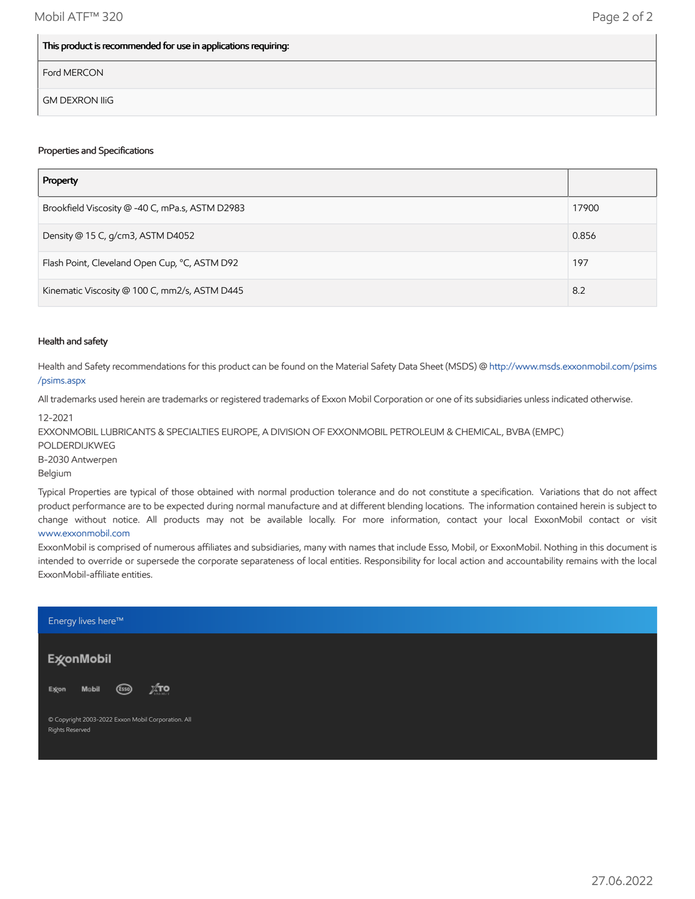| This product is recommended for use in applications requiring: |
| --- |
| Ford MERCON |
| GM DEXRON IIiG |

### Properties and Specifications

| Property | |
| --- | --- |
| Brookfield Viscosity @ -40 C, mPa.s, ASTM D2983 | 17900 |
| Density @ 15 C, g/cm3, ASTM D4052 | 0.856 |
| Flash Point, Cleveland Open Cup, °C, ASTM D92 | 197 |
| Kinematic Viscosity @ 100 C, mm2/s, ASTM D445 | 8.2 |

### Health and safety

Health and Safety recommendations for this product can be found on the Material Safety Data Sheet (MSDS) @ http://www.msds.exxonmobil.com/psims/psims.aspx

All trademarks used herein are trademarks or registered trademarks of Exxon Mobil Corporation or one of its subsidiaries unless indicated otherwise.

12-2021
EXXONMOBIL LUBRICANTS & SPECIALTIES EUROPE, A DIVISION OF EXXONMOBIL PETROLEUM & CHEMICAL, BVBA (EMPC)
POLDERDIJKWEG
B-2030 Antwerpen
Belgium

Typical Properties are typical of those obtained with normal production tolerance and do not constitute a specification. Variations that do not affect product performance are to be expected during normal manufacture and at different blending locations. The information contained herein is subject to change without notice. All products may not be available locally. For more information, contact your local ExxonMobil contact or visit www.exxonmobil.com
ExxonMobil is comprised of numerous affiliates and subsidiaries, many with names that include Esso, Mobil, or ExxonMobil. Nothing in this document is intended to override or supersede the corporate separateness of local entities. Responsibility for local action and accountability remains with the local ExxonMobil-affiliate entities.

Energy lives here™

ExxonMobil

Exxon Mobil Esso XTO

© Copyright 2003-2022 Exxon Mobil Corporation. All Rights Reserved

27.06.2022